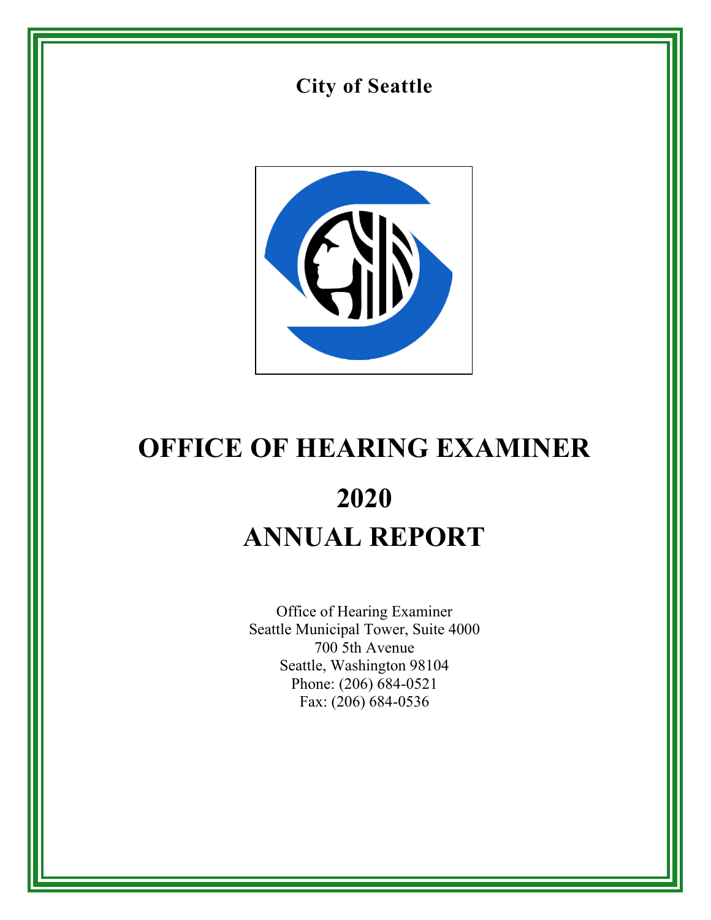**City of Seattle**

# OFFICE OF HEARING EXAMINER

# 2020

# ANNUAL REPORT

Office of Hearing Examiner
Seattle Municipal Tower, Suite 4000
700 5th Avenue
Seattle, Washington 98104
Phone: (206) 684-0521
Fax: (206) 684-0536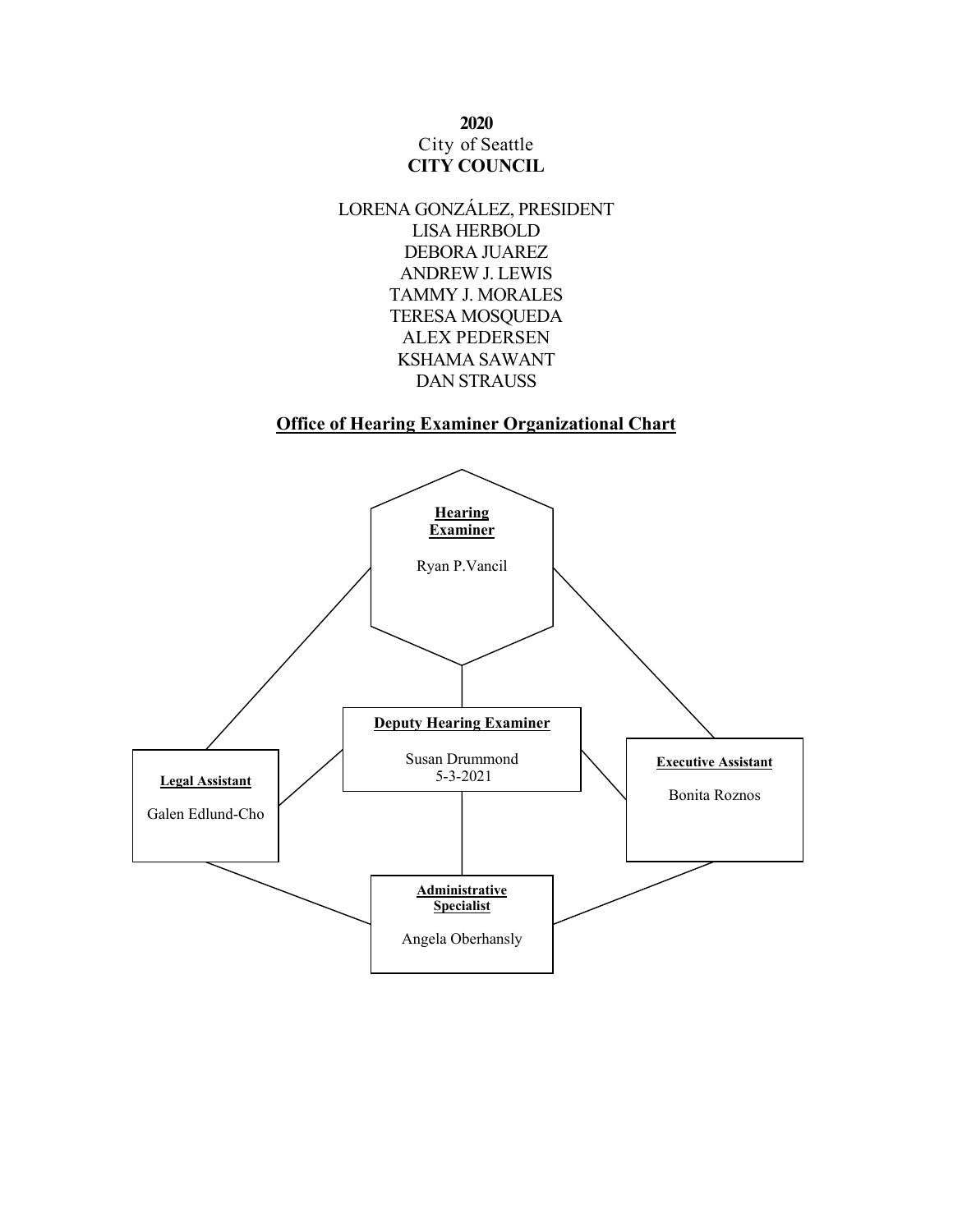**2020**

City of Seattle

**CITY COUNCIL**

LORENA GONZÁLEZ, PRESIDENT
LISA HERBOLD
DEBORA JUAREZ
ANDREW J. LEWIS
TAMMY J. MORALES
TERESA MOSQUEDA
ALEX PEDERSEN
KSHAMA SAWANT
DAN STRAUSS

## Office of Hearing Examiner Organizational Chart

**Hearing Examiner**

Ryan P.Vancil

**Deputy Hearing Examiner**

Susan Drummond
5-3-2021

**Legal Assistant**

Galen Edlund-Cho

**Executive Assistant**

Bonita Roznos

**Administrative Specialist**

Angela Oberhansly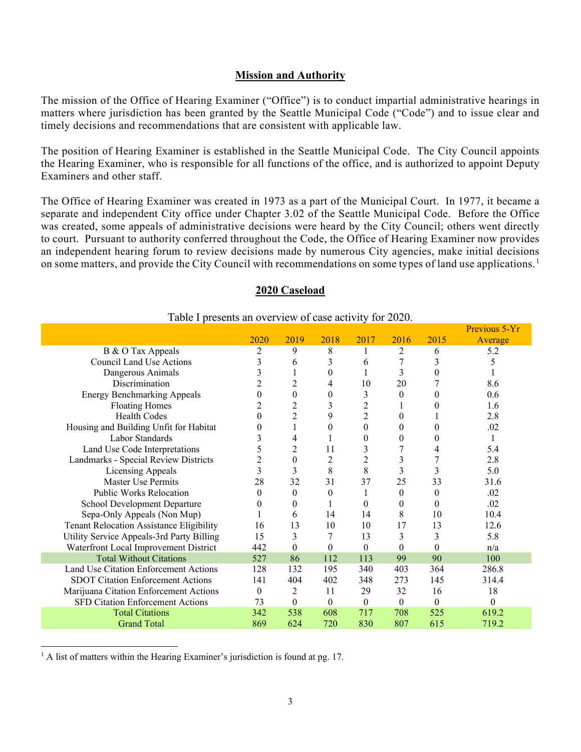## Mission and Authority

The mission of the Office of Hearing Examiner ("Office") is to conduct impartial administrative hearings in matters where jurisdiction has been granted by the Seattle Municipal Code ("Code") and to issue clear and timely decisions and recommendations that are consistent with applicable law.

The position of Hearing Examiner is established in the Seattle Municipal Code. The City Council appoints the Hearing Examiner, who is responsible for all functions of the office, and is authorized to appoint Deputy Examiners and other staff.

The Office of Hearing Examiner was created in 1973 as a part of the Municipal Court. In 1977, it became a separate and independent City office under Chapter 3.02 of the Seattle Municipal Code. Before the Office was created, some appeals of administrative decisions were heard by the City Council; others went directly to court. Pursuant to authority conferred throughout the Code, the Office of Hearing Examiner now provides an independent hearing forum to review decisions made by numerous City agencies, make initial decisions on some matters, and provide the City Council with recommendations on some types of land use applications.[1]

## 2020 Caseload

Table I presents an overview of case activity for 2020.

| | 2020 | 2019 | 2018 | 2017 | 2016 | 2015 | Previous 5-Yr Average |
|---|---|---|---|---|---|---|---|
| B & O Tax Appeals | 2 | 9 | 8 | 1 | 2 | 6 | 5.2 |
| Council Land Use Actions | 3 | 6 | 3 | 6 | 7 | 3 | 5 |
| Dangerous Animals | 3 | 1 | 0 | 1 | 3 | 0 | 1 |
| Discrimination | 2 | 2 | 4 | 10 | 20 | 7 | 8.6 |
| Energy Benchmarking Appeals | 0 | 0 | 0 | 3 | 0 | 0 | 0.6 |
| Floating Homes | 2 | 2 | 3 | 2 | 1 | 0 | 1.6 |
| Health Codes | 0 | 2 | 9 | 2 | 0 | 1 | 2.8 |
| Housing and Building Unfit for Habitat | 0 | 1 | 0 | 0 | 0 | 0 | .02 |
| Labor Standards | 3 | 4 | 1 | 0 | 0 | 0 | 1 |
| Land Use Code Interpretations | 5 | 2 | 11 | 3 | 7 | 4 | 5.4 |
| Landmarks - Special Review Districts | 2 | 0 | 2 | 2 | 3 | 7 | 2.8 |
| Licensing Appeals | 3 | 3 | 8 | 8 | 3 | 3 | 5.0 |
| Master Use Permits | 28 | 32 | 31 | 37 | 25 | 33 | 31.6 |
| Public Works Relocation | 0 | 0 | 0 | 1 | 0 | 0 | .02 |
| School Development Departure | 0 | 0 | 1 | 0 | 0 | 0 | .02 |
| Sepa-Only Appeals (Non Mup) | 1 | 6 | 14 | 14 | 8 | 10 | 10.4 |
| Tenant Relocation Assistance Eligibility | 16 | 13 | 10 | 10 | 17 | 13 | 12.6 |
| Utility Service Appeals-3rd Party Billing | 15 | 3 | 7 | 13 | 3 | 3 | 5.8 |
| Waterfront Local Improvement District | 442 | 0 | 0 | 0 | 0 | 0 | n/a |
| Total Without Citations | 527 | 86 | 112 | 113 | 99 | 90 | 100 |
| Land Use Citation Enforcement Actions | 128 | 132 | 195 | 340 | 403 | 364 | 286.8 |
| SDOT Citation Enforcement Actions | 141 | 404 | 402 | 348 | 273 | 145 | 314.4 |
| Marijuana Citation Enforcement Actions | 0 | 2 | 11 | 29 | 32 | 16 | 18 |
| SFD Citation Enforcement Actions | 73 | 0 | 0 | 0 | 0 | 0 | 0 |
| Total Citations | 342 | 538 | 608 | 717 | 708 | 525 | 619.2 |
| Grand Total | 869 | 624 | 720 | 830 | 807 | 615 | 719.2 |

[1] A list of matters within the Hearing Examiner's jurisdiction is found at pg. 17.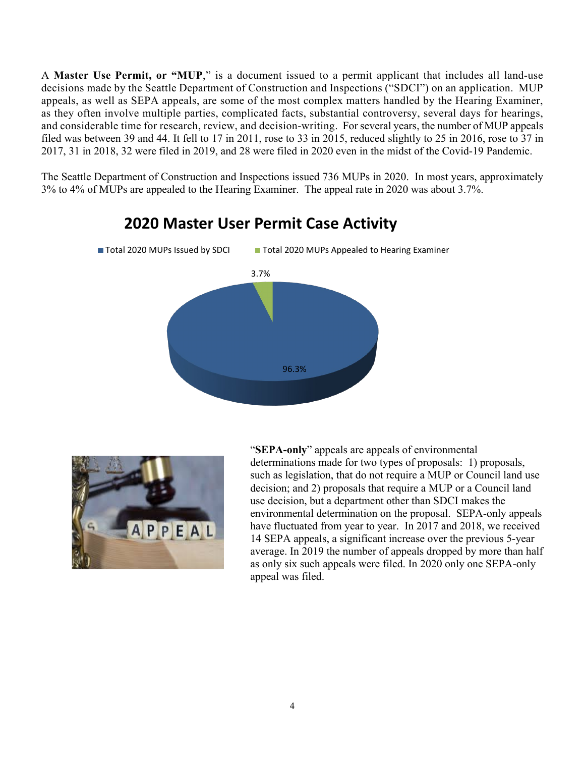A **Master Use Permit, or "MUP**," is a document issued to a permit applicant that includes all land-use decisions made by the Seattle Department of Construction and Inspections ("SDCI") on an application. MUP appeals, as well as SEPA appeals, are some of the most complex matters handled by the Hearing Examiner, as they often involve multiple parties, complicated facts, substantial controversy, several days for hearings, and considerable time for research, review, and decision-writing. For several years, the number of MUP appeals filed was between 39 and 44. It fell to 17 in 2011, rose to 33 in 2015, reduced slightly to 25 in 2016, rose to 37 in 2017, 31 in 2018, 32 were filed in 2019, and 28 were filed in 2020 even in the midst of the Covid-19 Pandemic.

The Seattle Department of Construction and Inspections issued 736 MUPs in 2020. In most years, approximately 3% to 4% of MUPs are appealed to the Hearing Examiner. The appeal rate in 2020 was about 3.7%.

**2020 Master User Permit Case Activity**

- Total 2020 MUPs Issued by SDCI: 96.3%
- Total 2020 MUPs Appealed to Hearing Examiner: 3.7%

"**SEPA-only**" appeals are appeals of environmental determinations made for two types of proposals: 1) proposals, such as legislation, that do not require a MUP or Council land use decision; and 2) proposals that require a MUP or a Council land use decision, but a department other than SDCI makes the environmental determination on the proposal. SEPA-only appeals have fluctuated from year to year. In 2017 and 2018, we received 14 SEPA appeals, a significant increase over the previous 5-year average. In 2019 the number of appeals dropped by more than half as only six such appeals were filed. In 2020 only one SEPA-only appeal was filed.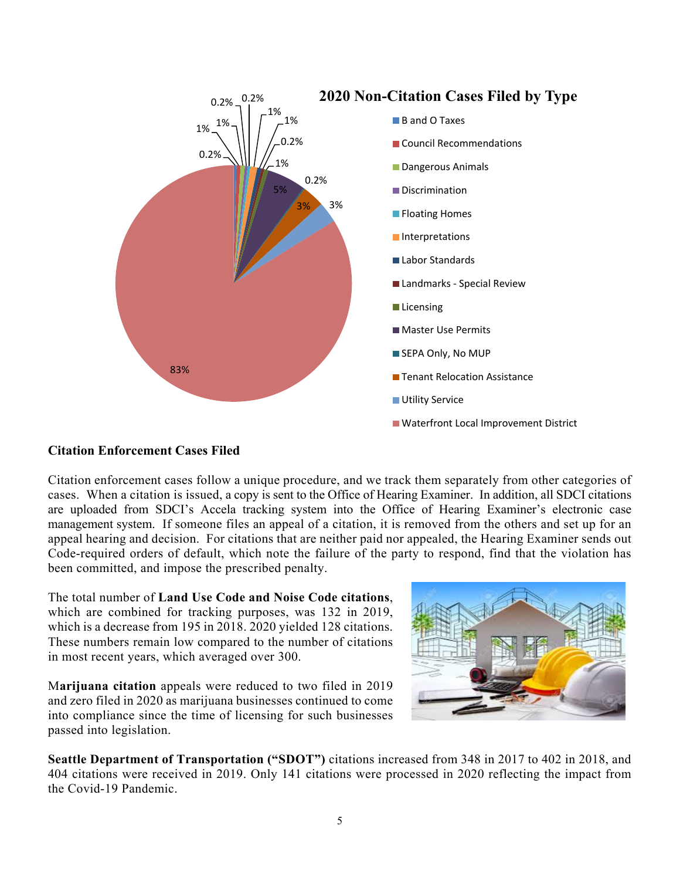## 2020 Non-Citation Cases Filed by Type

- B and O Taxes
- Council Recommendations
- Dangerous Animals
- Discrimination
- Floating Homes
- Interpretations
- Labor Standards
- Landmarks - Special Review
- Licensing
- Master Use Permits
- SEPA Only, No MUP
- Tenant Relocation Assistance
- Utility Service
- Waterfront Local Improvement District

0.2% 0.2% 1% 1% 1% 1% 0.2% 0.2% 1% 0.2% 5% 3% 3% 83%

**Citation Enforcement Cases Filed**

Citation enforcement cases follow a unique procedure, and we track them separately from other categories of cases. When a citation is issued, a copy is sent to the Office of Hearing Examiner. In addition, all SDCI citations are uploaded from SDCI's Accela tracking system into the Office of Hearing Examiner's electronic case management system. If someone files an appeal of a citation, it is removed from the others and set up for an appeal hearing and decision. For citations that are neither paid nor appealed, the Hearing Examiner sends out Code-required orders of default, which note the failure of the party to respond, find that the violation has been committed, and impose the prescribed penalty.

The total number of **Land Use Code and Noise Code citations**, which are combined for tracking purposes, was 132 in 2019, which is a decrease from 195 in 2018. 2020 yielded 128 citations. These numbers remain low compared to the number of citations in most recent years, which averaged over 300.

**Marijuana citation** appeals were reduced to two filed in 2019 and zero filed in 2020 as marijuana businesses continued to come into compliance since the time of licensing for such businesses passed into legislation.

**Seattle Department of Transportation ("SDOT")** citations increased from 348 in 2017 to 402 in 2018, and 404 citations were received in 2019. Only 141 citations were processed in 2020 reflecting the impact from the Covid-19 Pandemic.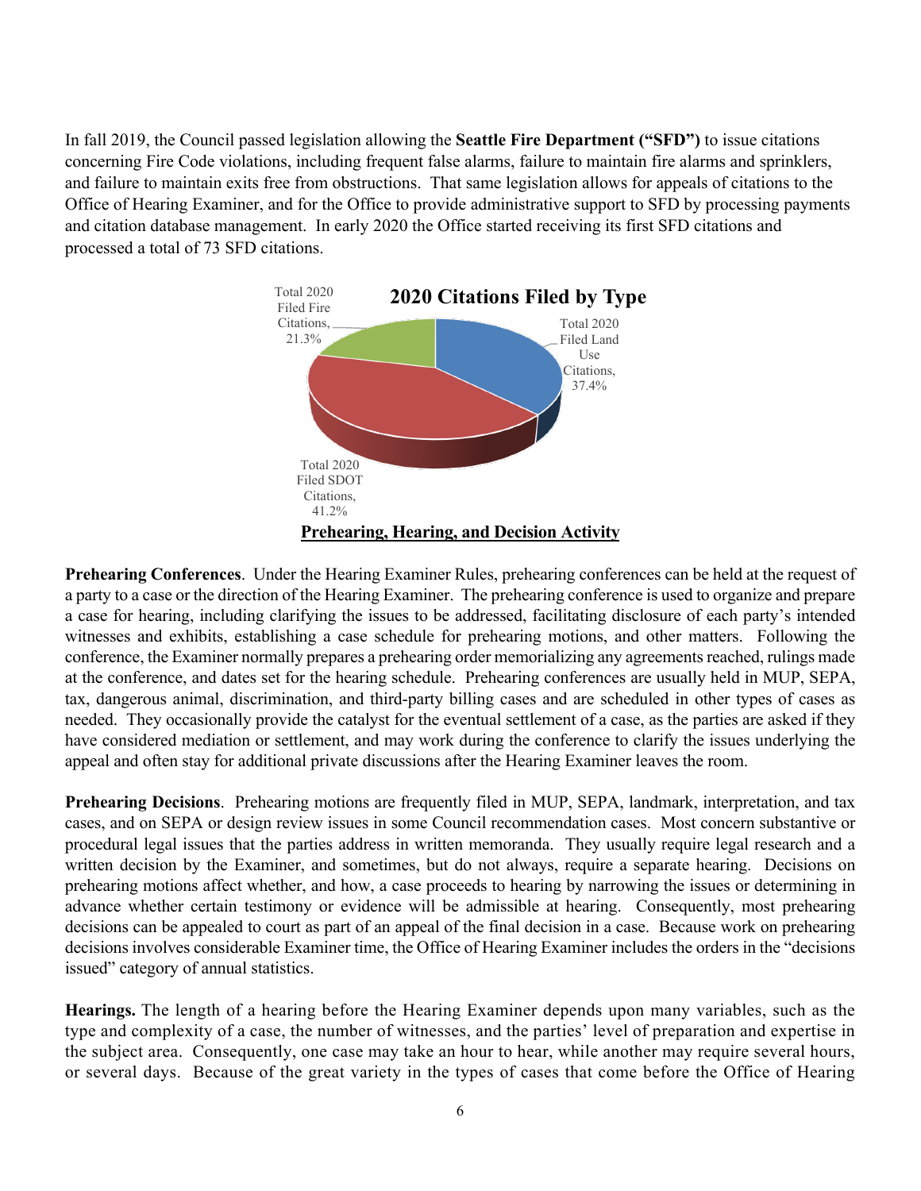In fall 2019, the Council passed legislation allowing the **Seattle Fire Department ("SFD")** to issue citations concerning Fire Code violations, including frequent false alarms, failure to maintain fire alarms and sprinklers, and failure to maintain exits free from obstructions. That same legislation allows for appeals of citations to the Office of Hearing Examiner, and for the Office to provide administrative support to SFD by processing payments and citation database management. In early 2020 the Office started receiving its first SFD citations and processed a total of 73 SFD citations.

**2020 Citations Filed by Type**

Total 2020 Filed Fire Citations, 21.3%

Total 2020 Filed Land Use Citations, 37.4%

Total 2020 Filed SDOT Citations, 41.2%

## Prehearing, Hearing, and Decision Activity

**Prehearing Conferences**. Under the Hearing Examiner Rules, prehearing conferences can be held at the request of a party to a case or the direction of the Hearing Examiner. The prehearing conference is used to organize and prepare a case for hearing, including clarifying the issues to be addressed, facilitating disclosure of each party's intended witnesses and exhibits, establishing a case schedule for prehearing motions, and other matters. Following the conference, the Examiner normally prepares a prehearing order memorializing any agreements reached, rulings made at the conference, and dates set for the hearing schedule. Prehearing conferences are usually held in MUP, SEPA, tax, dangerous animal, discrimination, and third-party billing cases and are scheduled in other types of cases as needed. They occasionally provide the catalyst for the eventual settlement of a case, as the parties are asked if they have considered mediation or settlement, and may work during the conference to clarify the issues underlying the appeal and often stay for additional private discussions after the Hearing Examiner leaves the room.

**Prehearing Decisions**. Prehearing motions are frequently filed in MUP, SEPA, landmark, interpretation, and tax cases, and on SEPA or design review issues in some Council recommendation cases. Most concern substantive or procedural legal issues that the parties address in written memoranda. They usually require legal research and a written decision by the Examiner, and sometimes, but do not always, require a separate hearing. Decisions on prehearing motions affect whether, and how, a case proceeds to hearing by narrowing the issues or determining in advance whether certain testimony or evidence will be admissible at hearing. Consequently, most prehearing decisions can be appealed to court as part of an appeal of the final decision in a case. Because work on prehearing decisions involves considerable Examiner time, the Office of Hearing Examiner includes the orders in the "decisions issued" category of annual statistics.

**Hearings.** The length of a hearing before the Hearing Examiner depends upon many variables, such as the type and complexity of a case, the number of witnesses, and the parties' level of preparation and expertise in the subject area. Consequently, one case may take an hour to hear, while another may require several hours, or several days. Because of the great variety in the types of cases that come before the Office of Hearing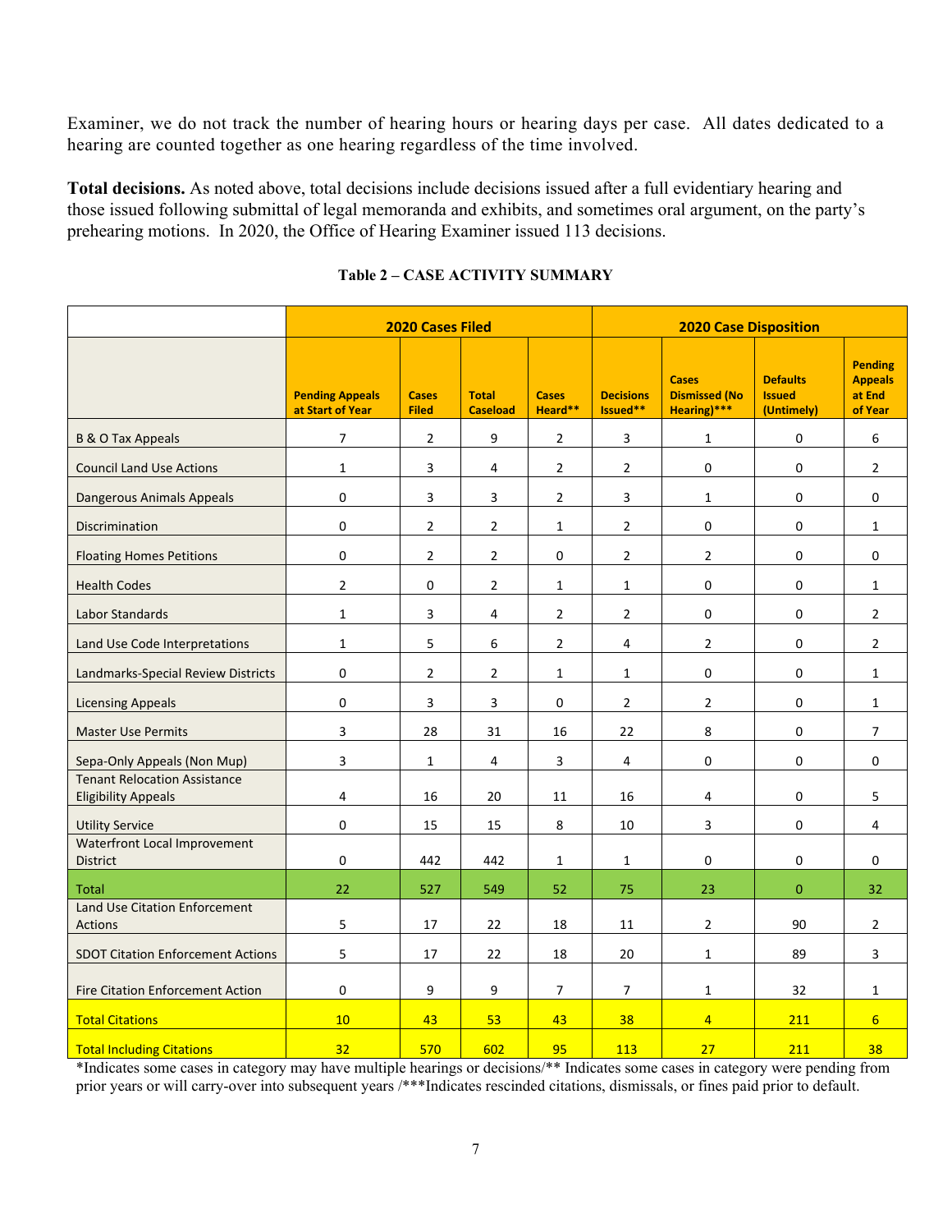Examiner, we do not track the number of hearing hours or hearing days per case. All dates dedicated to a hearing are counted together as one hearing regardless of the time involved.

**Total decisions.** As noted above, total decisions include decisions issued after a full evidentiary hearing and those issued following submittal of legal memoranda and exhibits, and sometimes oral argument, on the party's prehearing motions. In 2020, the Office of Hearing Examiner issued 113 decisions.

**Table 2 – CASE ACTIVITY SUMMARY**

| | 2020 Cases Filed | | | | 2020 Case Disposition | | | |
|---|---|---|---|---|---|---|---|---|
| | Pending Appeals at Start of Year | Cases Filed | Total Caseload | Cases Heard** | Decisions Issued** | Cases Dismissed (No Hearing)*** | Defaults Issued (Untimely) | Pending Appeals at End of Year |
| B & O Tax Appeals | 7 | 2 | 9 | 2 | 3 | 1 | 0 | 6 |
| Council Land Use Actions | 1 | 3 | 4 | 2 | 2 | 0 | 0 | 2 |
| Dangerous Animals Appeals | 0 | 3 | 3 | 2 | 3 | 1 | 0 | 0 |
| Discrimination | 0 | 2 | 2 | 1 | 2 | 0 | 0 | 1 |
| Floating Homes Petitions | 0 | 2 | 2 | 0 | 2 | 2 | 0 | 0 |
| Health Codes | 2 | 0 | 2 | 1 | 1 | 0 | 0 | 1 |
| Labor Standards | 1 | 3 | 4 | 2 | 2 | 0 | 0 | 2 |
| Land Use Code Interpretations | 1 | 5 | 6 | 2 | 4 | 2 | 0 | 2 |
| Landmarks-Special Review Districts | 0 | 2 | 2 | 1 | 1 | 0 | 0 | 1 |
| Licensing Appeals | 0 | 3 | 3 | 0 | 2 | 2 | 0 | 1 |
| Master Use Permits | 3 | 28 | 31 | 16 | 22 | 8 | 0 | 7 |
| Sepa-Only Appeals (Non Mup) | 3 | 1 | 4 | 3 | 4 | 0 | 0 | 0 |
| Tenant Relocation Assistance Eligibility Appeals | 4 | 16 | 20 | 11 | 16 | 4 | 0 | 5 |
| Utility Service | 0 | 15 | 15 | 8 | 10 | 3 | 0 | 4 |
| Waterfront Local Improvement District | 0 | 442 | 442 | 1 | 1 | 0 | 0 | 0 |
| Total | 22 | 527 | 549 | 52 | 75 | 23 | 0 | 32 |
| Land Use Citation Enforcement Actions | 5 | 17 | 22 | 18 | 11 | 2 | 90 | 2 |
| SDOT Citation Enforcement Actions | 5 | 17 | 22 | 18 | 20 | 1 | 89 | 3 |
| Fire Citation Enforcement Action | 0 | 9 | 9 | 7 | 7 | 1 | 32 | 1 |
| Total Citations | 10 | 43 | 53 | 43 | 38 | 4 | 211 | 6 |
| Total Including Citations | 32 | 570 | 602 | 95 | 113 | 27 | 211 | 38 |

*Indicates some cases in category may have multiple hearings or decisions/** Indicates some cases in category were pending from prior years or will carry-over into subsequent years /***Indicates rescinded citations, dismissals, or fines paid prior to default.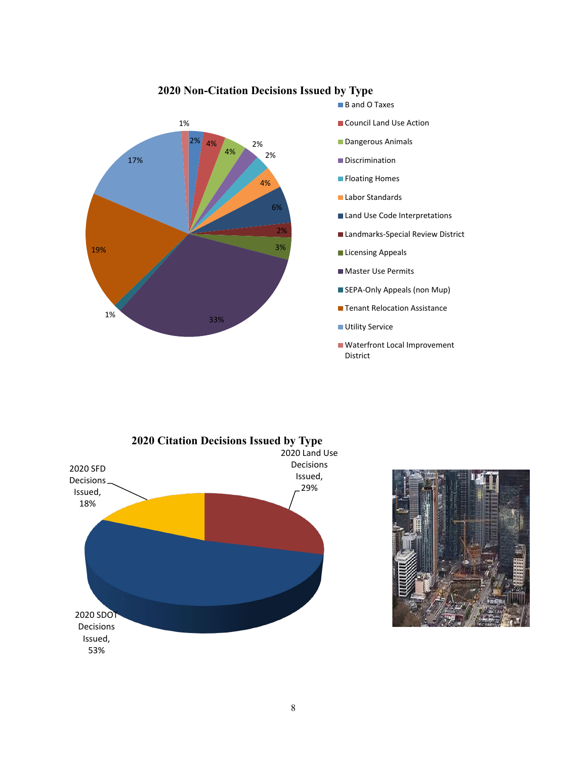## 2020 Non-Citation Decisions Issued by Type

| Type | Percentage |
|---|---|
| B and O Taxes | 2% |
| Council Land Use Action | 4% |
| Dangerous Animals | 4% |
| Discrimination | 2% |
| Floating Homes | 2% |
| Labor Standards | 4% |
| Land Use Code Interpretations | 6% |
| Landmarks-Special Review District | 2% |
| Licensing Appeals | 3% |
| Master Use Permits | 33% |
| SEPA-Only Appeals (non Mup) | 1% |
| Tenant Relocation Assistance | 19% |
| Utility Service | 17% |
| Waterfront Local Improvement District | 1% |

## 2020 Citation Decisions Issued by Type

| Type | Percentage |
|---|---|
| 2020 Land Use Decisions Issued | 29% |
| 2020 SFD Decisions Issued | 18% |
| 2020 SDOT Decisions Issued | 53% |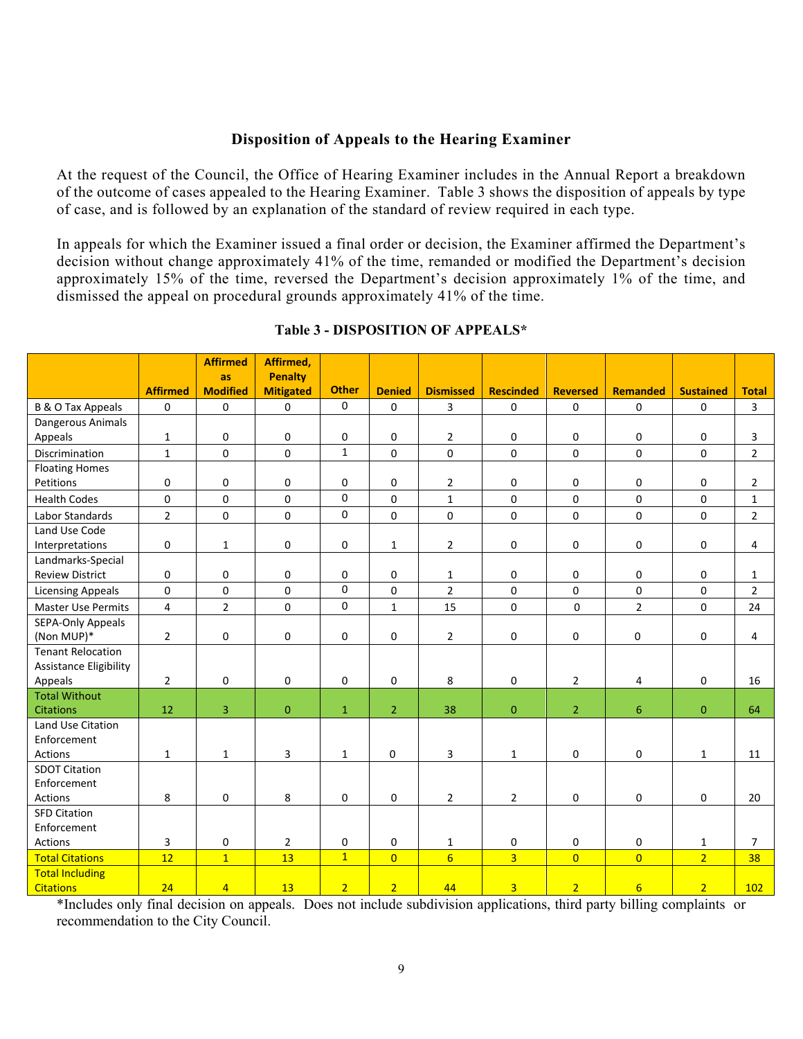## Disposition of Appeals to the Hearing Examiner

At the request of the Council, the Office of Hearing Examiner includes in the Annual Report a breakdown of the outcome of cases appealed to the Hearing Examiner. Table 3 shows the disposition of appeals by type of case, and is followed by an explanation of the standard of review required in each type.

In appeals for which the Examiner issued a final order or decision, the Examiner affirmed the Department's decision without change approximately 41% of the time, remanded or modified the Department's decision approximately 15% of the time, reversed the Department's decision approximately 1% of the time, and dismissed the appeal on procedural grounds approximately 41% of the time.

### Table 3 - DISPOSITION OF APPEALS*

| | Affirmed | Affirmed as Modified | Affirmed, Penalty Mitigated | Other | Denied | Dismissed | Rescinded | Reversed | Remanded | Sustained | Total |
|---|---|---|---|---|---|---|---|---|---|---|---|
| B & O Tax Appeals | 0 | 0 | 0 | 0 | 0 | 3 | 0 | 0 | 0 | 0 | 3 |
| Dangerous Animals Appeals | 1 | 0 | 0 | 0 | 0 | 2 | 0 | 0 | 0 | 0 | 3 |
| Discrimination | 1 | 0 | 0 | 1 | 0 | 0 | 0 | 0 | 0 | 0 | 2 |
| Floating Homes Petitions | 0 | 0 | 0 | 0 | 0 | 2 | 0 | 0 | 0 | 0 | 2 |
| Health Codes | 0 | 0 | 0 | 0 | 0 | 1 | 0 | 0 | 0 | 0 | 1 |
| Labor Standards | 2 | 0 | 0 | 0 | 0 | 0 | 0 | 0 | 0 | 0 | 2 |
| Land Use Code Interpretations | 0 | 1 | 0 | 0 | 1 | 2 | 0 | 0 | 0 | 0 | 4 |
| Landmarks-Special Review District | 0 | 0 | 0 | 0 | 0 | 1 | 0 | 0 | 0 | 0 | 1 |
| Licensing Appeals | 0 | 0 | 0 | 0 | 0 | 2 | 0 | 0 | 0 | 0 | 2 |
| Master Use Permits | 4 | 2 | 0 | 0 | 1 | 15 | 0 | 0 | 2 | 0 | 24 |
| SEPA-Only Appeals (Non MUP)* | 2 | 0 | 0 | 0 | 0 | 2 | 0 | 0 | 0 | 0 | 4 |
| Tenant Relocation Assistance Eligibility Appeals | 2 | 0 | 0 | 0 | 0 | 8 | 0 | 2 | 4 | 0 | 16 |
| Total Without Citations | 12 | 3 | 0 | 1 | 2 | 38 | 0 | 2 | 6 | 0 | 64 |
| Land Use Citation Enforcement Actions | 1 | 1 | 3 | 1 | 0 | 3 | 1 | 0 | 0 | 1 | 11 |
| SDOT Citation Enforcement Actions | 8 | 0 | 8 | 0 | 0 | 2 | 2 | 0 | 0 | 0 | 20 |
| SFD Citation Enforcement Actions | 3 | 0 | 2 | 0 | 0 | 1 | 0 | 0 | 0 | 1 | 7 |
| Total Citations | 12 | 1 | 13 | 1 | 0 | 6 | 3 | 0 | 0 | 2 | 38 |
| Total Including Citations | 24 | 4 | 13 | 2 | 2 | 44 | 3 | 2 | 6 | 2 | 102 |

*Includes only final decision on appeals. Does not include subdivision applications, third party billing complaints or recommendation to the City Council.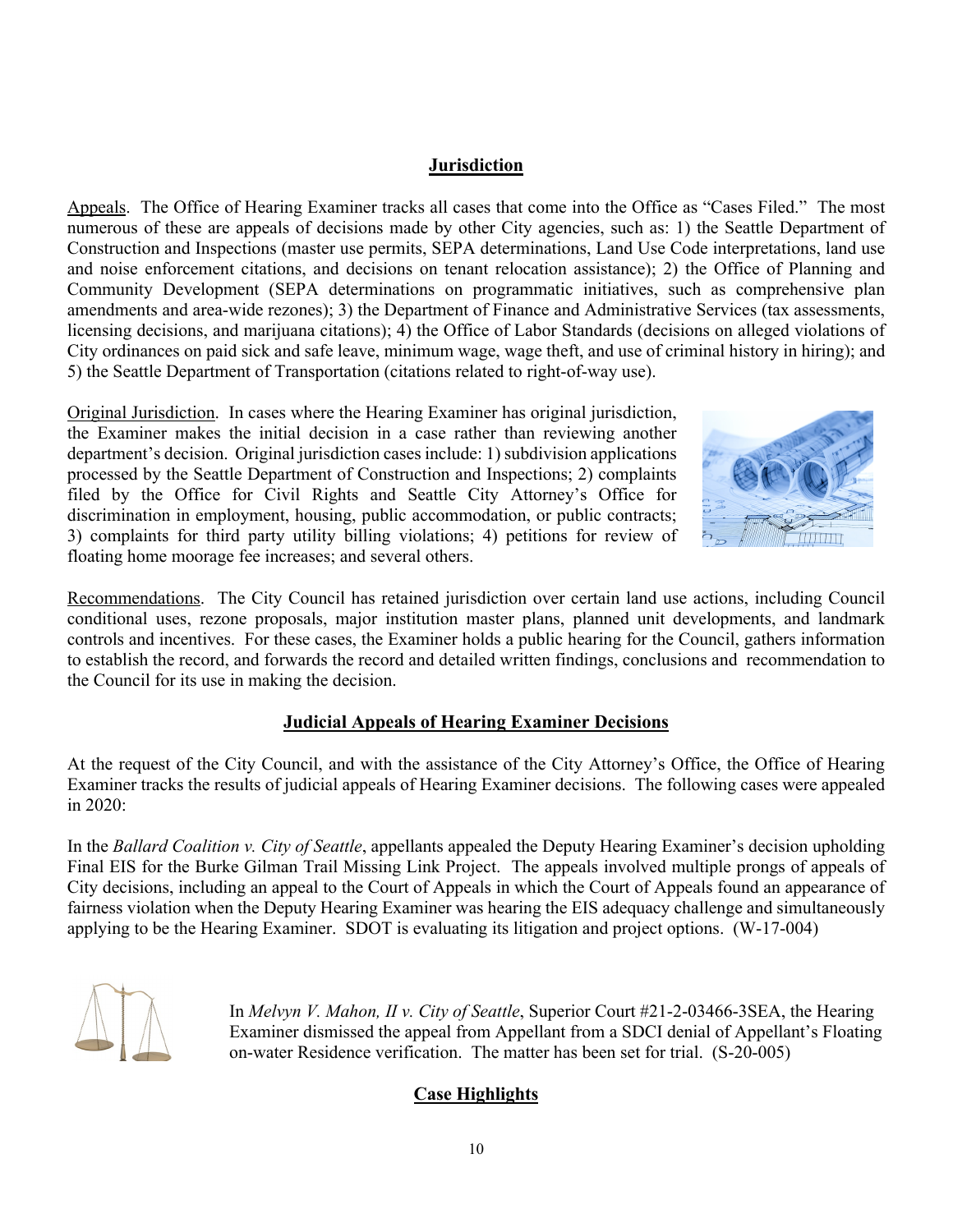## Jurisdiction

Appeals. The Office of Hearing Examiner tracks all cases that come into the Office as "Cases Filed." The most numerous of these are appeals of decisions made by other City agencies, such as: 1) the Seattle Department of Construction and Inspections (master use permits, SEPA determinations, Land Use Code interpretations, land use and noise enforcement citations, and decisions on tenant relocation assistance); 2) the Office of Planning and Community Development (SEPA determinations on programmatic initiatives, such as comprehensive plan amendments and area-wide rezones); 3) the Department of Finance and Administrative Services (tax assessments, licensing decisions, and marijuana citations); 4) the Office of Labor Standards (decisions on alleged violations of City ordinances on paid sick and safe leave, minimum wage, wage theft, and use of criminal history in hiring); and 5) the Seattle Department of Transportation (citations related to right-of-way use).

Original Jurisdiction. In cases where the Hearing Examiner has original jurisdiction, the Examiner makes the initial decision in a case rather than reviewing another department's decision. Original jurisdiction cases include: 1) subdivision applications processed by the Seattle Department of Construction and Inspections; 2) complaints filed by the Office for Civil Rights and Seattle City Attorney's Office for discrimination in employment, housing, public accommodation, or public contracts; 3) complaints for third party utility billing violations; 4) petitions for review of floating home moorage fee increases; and several others.

Recommendations. The City Council has retained jurisdiction over certain land use actions, including Council conditional uses, rezone proposals, major institution master plans, planned unit developments, and landmark controls and incentives. For these cases, the Examiner holds a public hearing for the Council, gathers information to establish the record, and forwards the record and detailed written findings, conclusions and recommendation to the Council for its use in making the decision.

## Judicial Appeals of Hearing Examiner Decisions

At the request of the City Council, and with the assistance of the City Attorney's Office, the Office of Hearing Examiner tracks the results of judicial appeals of Hearing Examiner decisions. The following cases were appealed in 2020:

In the *Ballard Coalition v. City of Seattle*, appellants appealed the Deputy Hearing Examiner's decision upholding Final EIS for the Burke Gilman Trail Missing Link Project. The appeals involved multiple prongs of appeals of City decisions, including an appeal to the Court of Appeals in which the Court of Appeals found an appearance of fairness violation when the Deputy Hearing Examiner was hearing the EIS adequacy challenge and simultaneously applying to be the Hearing Examiner. SDOT is evaluating its litigation and project options. (W-17-004)

In *Melvyn V. Mahon, II v. City of Seattle*, Superior Court #21-2-03466-3SEA, the Hearing Examiner dismissed the appeal from Appellant from a SDCI denial of Appellant's Floating on-water Residence verification. The matter has been set for trial. (S-20-005)

## Case Highlights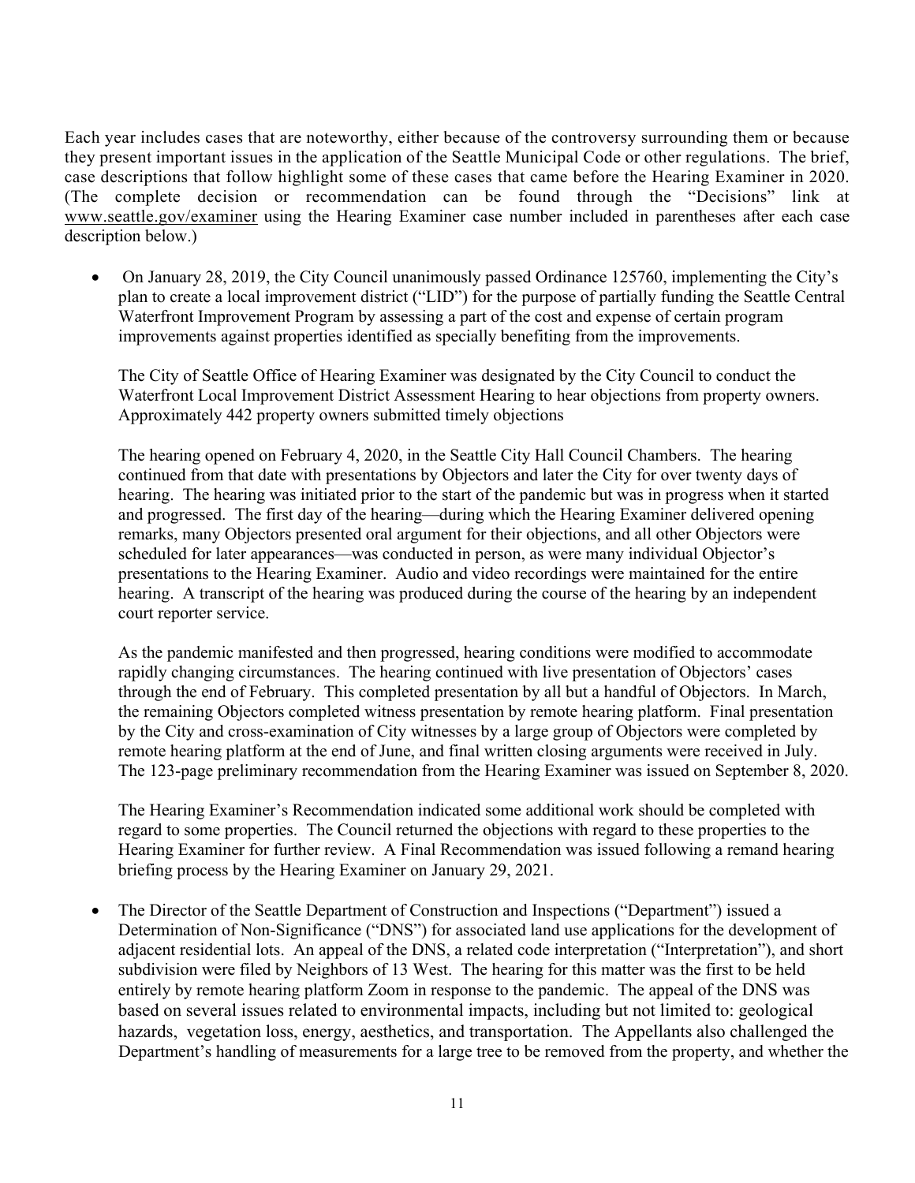Each year includes cases that are noteworthy, either because of the controversy surrounding them or because they present important issues in the application of the Seattle Municipal Code or other regulations. The brief, case descriptions that follow highlight some of these cases that came before the Hearing Examiner in 2020. (The complete decision or recommendation can be found through the "Decisions" link at www.seattle.gov/examiner using the Hearing Examiner case number included in parentheses after each case description below.)

- On January 28, 2019, the City Council unanimously passed Ordinance 125760, implementing the City's plan to create a local improvement district ("LID") for the purpose of partially funding the Seattle Central Waterfront Improvement Program by assessing a part of the cost and expense of certain program improvements against properties identified as specially benefiting from the improvements.

  The City of Seattle Office of Hearing Examiner was designated by the City Council to conduct the Waterfront Local Improvement District Assessment Hearing to hear objections from property owners. Approximately 442 property owners submitted timely objections

  The hearing opened on February 4, 2020, in the Seattle City Hall Council Chambers. The hearing continued from that date with presentations by Objectors and later the City for over twenty days of hearing. The hearing was initiated prior to the start of the pandemic but was in progress when it started and progressed. The first day of the hearing—during which the Hearing Examiner delivered opening remarks, many Objectors presented oral argument for their objections, and all other Objectors were scheduled for later appearances—was conducted in person, as were many individual Objector's presentations to the Hearing Examiner. Audio and video recordings were maintained for the entire hearing. A transcript of the hearing was produced during the course of the hearing by an independent court reporter service.

  As the pandemic manifested and then progressed, hearing conditions were modified to accommodate rapidly changing circumstances. The hearing continued with live presentation of Objectors' cases through the end of February. This completed presentation by all but a handful of Objectors. In March, the remaining Objectors completed witness presentation by remote hearing platform. Final presentation by the City and cross-examination of City witnesses by a large group of Objectors were completed by remote hearing platform at the end of June, and final written closing arguments were received in July. The 123-page preliminary recommendation from the Hearing Examiner was issued on September 8, 2020.

  The Hearing Examiner's Recommendation indicated some additional work should be completed with regard to some properties. The Council returned the objections with regard to these properties to the Hearing Examiner for further review. A Final Recommendation was issued following a remand hearing briefing process by the Hearing Examiner on January 29, 2021.

- The Director of the Seattle Department of Construction and Inspections ("Department") issued a Determination of Non-Significance ("DNS") for associated land use applications for the development of adjacent residential lots. An appeal of the DNS, a related code interpretation ("Interpretation"), and short subdivision were filed by Neighbors of 13 West. The hearing for this matter was the first to be held entirely by remote hearing platform Zoom in response to the pandemic. The appeal of the DNS was based on several issues related to environmental impacts, including but not limited to: geological hazards, vegetation loss, energy, aesthetics, and transportation. The Appellants also challenged the Department's handling of measurements for a large tree to be removed from the property, and whether the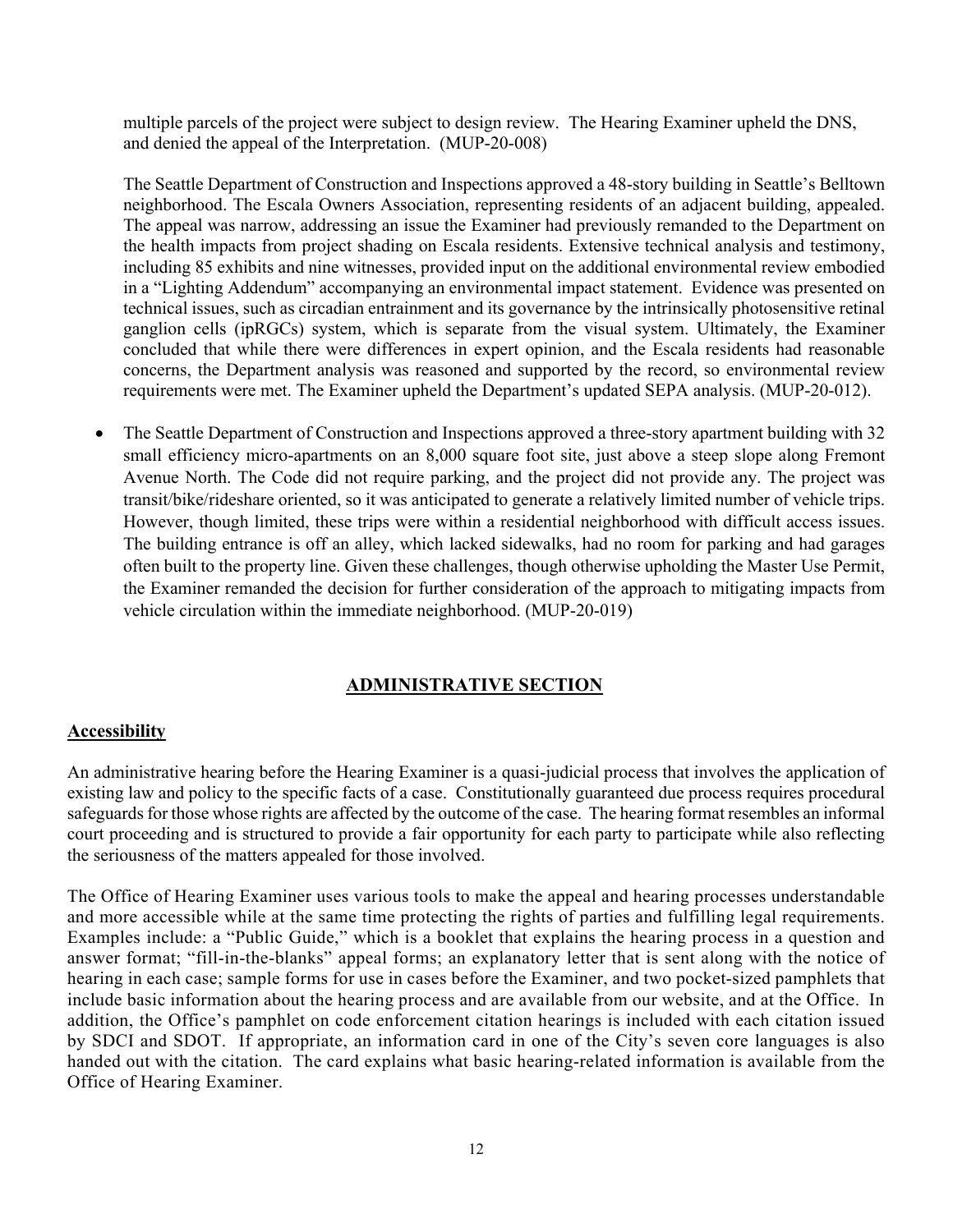multiple parcels of the project were subject to design review. The Hearing Examiner upheld the DNS, and denied the appeal of the Interpretation. (MUP-20-008)

The Seattle Department of Construction and Inspections approved a 48-story building in Seattle's Belltown neighborhood. The Escala Owners Association, representing residents of an adjacent building, appealed. The appeal was narrow, addressing an issue the Examiner had previously remanded to the Department on the health impacts from project shading on Escala residents. Extensive technical analysis and testimony, including 85 exhibits and nine witnesses, provided input on the additional environmental review embodied in a "Lighting Addendum" accompanying an environmental impact statement. Evidence was presented on technical issues, such as circadian entrainment and its governance by the intrinsically photosensitive retinal ganglion cells (ipRGCs) system, which is separate from the visual system. Ultimately, the Examiner concluded that while there were differences in expert opinion, and the Escala residents had reasonable concerns, the Department analysis was reasoned and supported by the record, so environmental review requirements were met. The Examiner upheld the Department's updated SEPA analysis. (MUP-20-012).

- The Seattle Department of Construction and Inspections approved a three-story apartment building with 32 small efficiency micro-apartments on an 8,000 square foot site, just above a steep slope along Fremont Avenue North. The Code did not require parking, and the project did not provide any. The project was transit/bike/rideshare oriented, so it was anticipated to generate a relatively limited number of vehicle trips. However, though limited, these trips were within a residential neighborhood with difficult access issues. The building entrance is off an alley, which lacked sidewalks, had no room for parking and had garages often built to the property line. Given these challenges, though otherwise upholding the Master Use Permit, the Examiner remanded the decision for further consideration of the approach to mitigating impacts from vehicle circulation within the immediate neighborhood. (MUP-20-019)

## ADMINISTRATIVE SECTION

### Accessibility

An administrative hearing before the Hearing Examiner is a quasi-judicial process that involves the application of existing law and policy to the specific facts of a case. Constitutionally guaranteed due process requires procedural safeguards for those whose rights are affected by the outcome of the case. The hearing format resembles an informal court proceeding and is structured to provide a fair opportunity for each party to participate while also reflecting the seriousness of the matters appealed for those involved.

The Office of Hearing Examiner uses various tools to make the appeal and hearing processes understandable and more accessible while at the same time protecting the rights of parties and fulfilling legal requirements. Examples include: a "Public Guide," which is a booklet that explains the hearing process in a question and answer format; "fill-in-the-blanks" appeal forms; an explanatory letter that is sent along with the notice of hearing in each case; sample forms for use in cases before the Examiner, and two pocket-sized pamphlets that include basic information about the hearing process and are available from our website, and at the Office. In addition, the Office's pamphlet on code enforcement citation hearings is included with each citation issued by SDCI and SDOT. If appropriate, an information card in one of the City's seven core languages is also handed out with the citation. The card explains what basic hearing-related information is available from the Office of Hearing Examiner.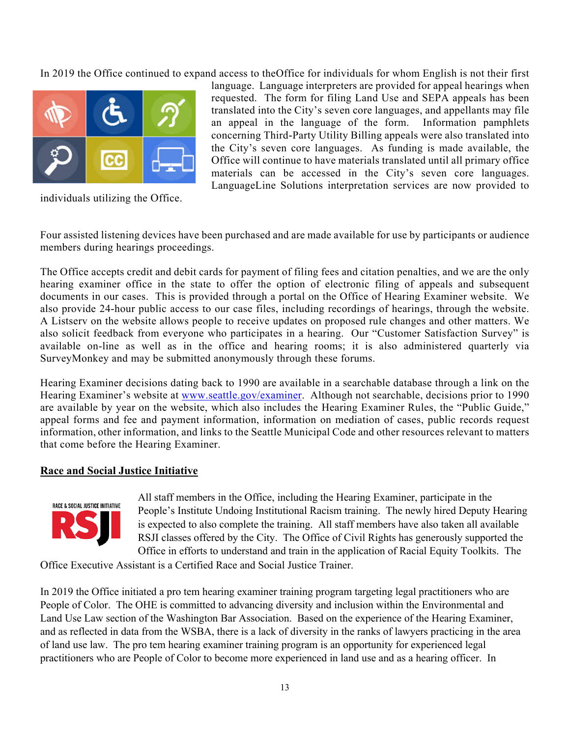In 2019 the Office continued to expand access to theOffice for individuals for whom English is not their first language. Language interpreters are provided for appeal hearings when requested. The form for filing Land Use and SEPA appeals has been translated into the City's seven core languages, and appellants may file an appeal in the language of the form. Information pamphlets concerning Third-Party Utility Billing appeals were also translated into the City's seven core languages. As funding is made available, the Office will continue to have materials translated until all primary office materials can be accessed in the City's seven core languages. LanguageLine Solutions interpretation services are now provided to individuals utilizing the Office.

Four assisted listening devices have been purchased and are made available for use by participants or audience members during hearings proceedings.

The Office accepts credit and debit cards for payment of filing fees and citation penalties, and we are the only hearing examiner office in the state to offer the option of electronic filing of appeals and subsequent documents in our cases. This is provided through a portal on the Office of Hearing Examiner website. We also provide 24-hour public access to our case files, including recordings of hearings, through the website. A Listserv on the website allows people to receive updates on proposed rule changes and other matters. We also solicit feedback from everyone who participates in a hearing. Our "Customer Satisfaction Survey" is available on-line as well as in the office and hearing rooms; it is also administered quarterly via SurveyMonkey and may be submitted anonymously through these forums.

Hearing Examiner decisions dating back to 1990 are available in a searchable database through a link on the Hearing Examiner's website at www.seattle.gov/examiner. Although not searchable, decisions prior to 1990 are available by year on the website, which also includes the Hearing Examiner Rules, the "Public Guide," appeal forms and fee and payment information, information on mediation of cases, public records request information, other information, and links to the Seattle Municipal Code and other resources relevant to matters that come before the Hearing Examiner.

## Race and Social Justice Initiative

All staff members in the Office, including the Hearing Examiner, participate in the People's Institute Undoing Institutional Racism training. The newly hired Deputy Hearing is expected to also complete the training. All staff members have also taken all available RSJI classes offered by the City. The Office of Civil Rights has generously supported the Office in efforts to understand and train in the application of Racial Equity Toolkits. The Office Executive Assistant is a Certified Race and Social Justice Trainer.

In 2019 the Office initiated a pro tem hearing examiner training program targeting legal practitioners who are People of Color. The OHE is committed to advancing diversity and inclusion within the Environmental and Land Use Law section of the Washington Bar Association. Based on the experience of the Hearing Examiner, and as reflected in data from the WSBA, there is a lack of diversity in the ranks of lawyers practicing in the area of land use law. The pro tem hearing examiner training program is an opportunity for experienced legal practitioners who are People of Color to become more experienced in land use and as a hearing officer. In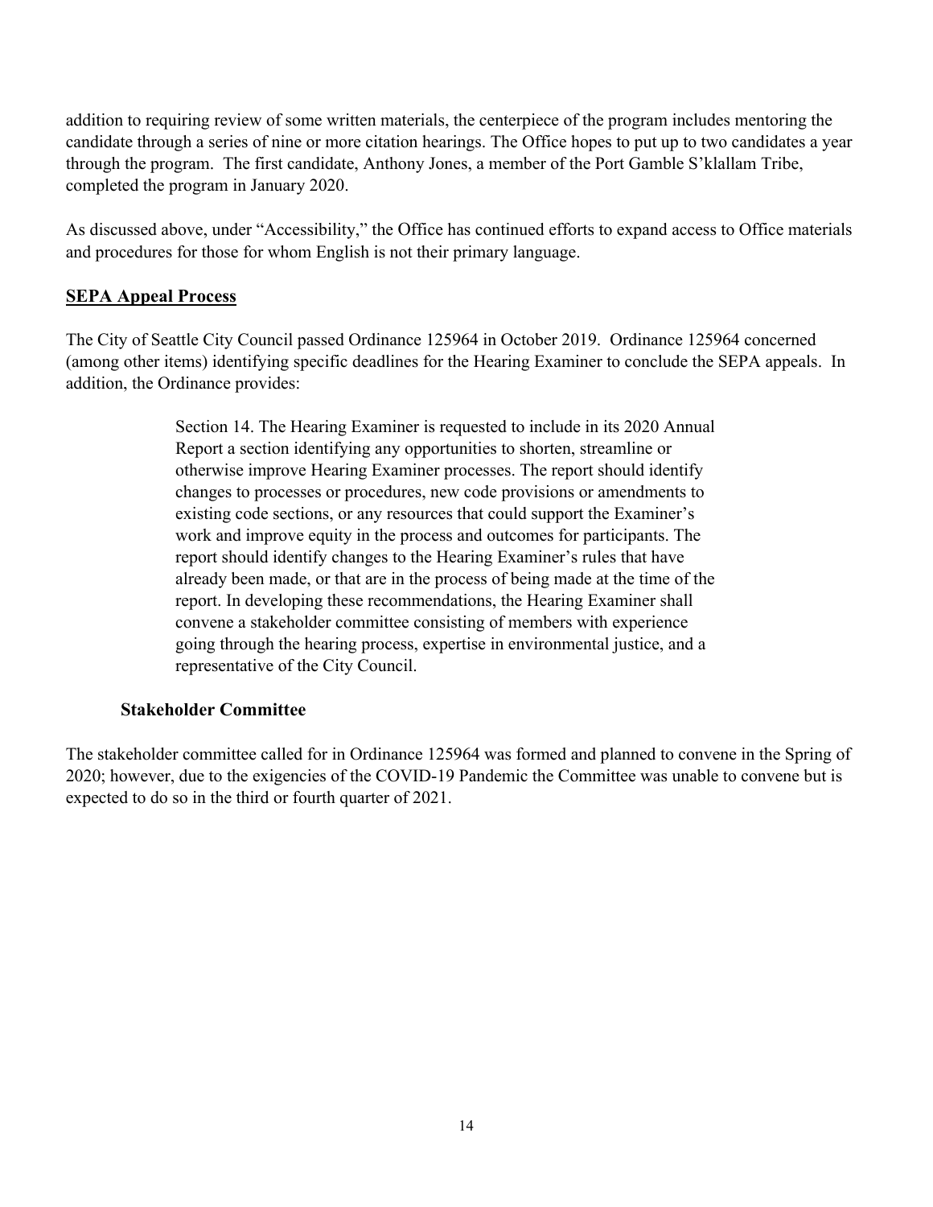addition to requiring review of some written materials, the centerpiece of the program includes mentoring the candidate through a series of nine or more citation hearings. The Office hopes to put up to two candidates a year through the program. The first candidate, Anthony Jones, a member of the Port Gamble S'klallam Tribe, completed the program in January 2020.

As discussed above, under "Accessibility," the Office has continued efforts to expand access to Office materials and procedures for those for whom English is not their primary language.

## SEPA Appeal Process

The City of Seattle City Council passed Ordinance 125964 in October 2019. Ordinance 125964 concerned (among other items) identifying specific deadlines for the Hearing Examiner to conclude the SEPA appeals. In addition, the Ordinance provides:

> Section 14. The Hearing Examiner is requested to include in its 2020 Annual Report a section identifying any opportunities to shorten, streamline or otherwise improve Hearing Examiner processes. The report should identify changes to processes or procedures, new code provisions or amendments to existing code sections, or any resources that could support the Examiner's work and improve equity in the process and outcomes for participants. The report should identify changes to the Hearing Examiner's rules that have already been made, or that are in the process of being made at the time of the report. In developing these recommendations, the Hearing Examiner shall convene a stakeholder committee consisting of members with experience going through the hearing process, expertise in environmental justice, and a representative of the City Council.

### Stakeholder Committee

The stakeholder committee called for in Ordinance 125964 was formed and planned to convene in the Spring of 2020; however, due to the exigencies of the COVID-19 Pandemic the Committee was unable to convene but is expected to do so in the third or fourth quarter of 2021.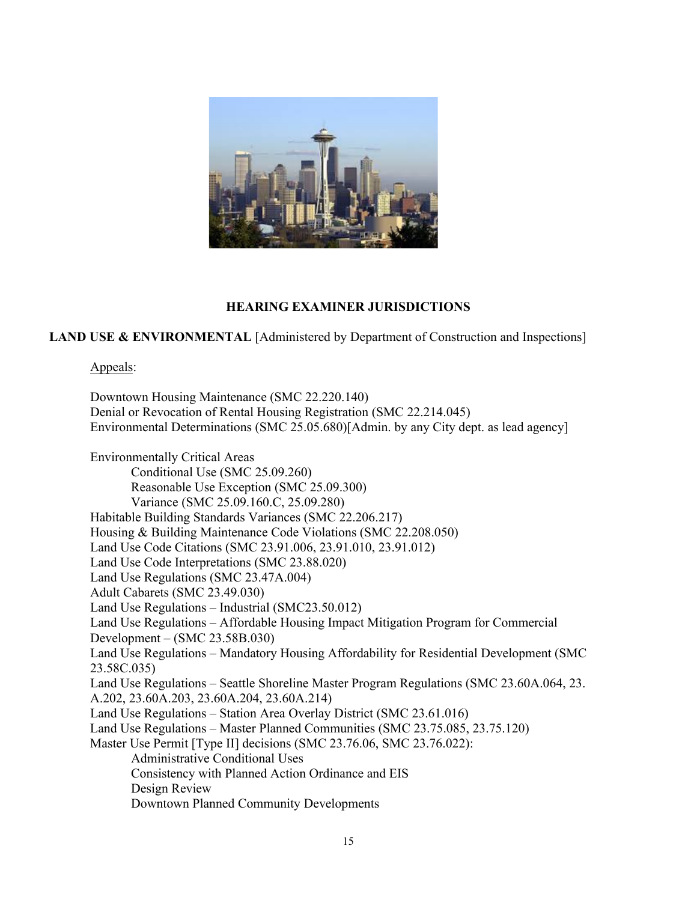## HEARING EXAMINER JURISDICTIONS

**LAND USE & ENVIRONMENTAL** [Administered by Department of Construction and Inspections]

Appeals:

Downtown Housing Maintenance (SMC 22.220.140)
Denial or Revocation of Rental Housing Registration (SMC 22.214.045)
Environmental Determinations (SMC 25.05.680)[Admin. by any City dept. as lead agency]

Environmentally Critical Areas
- Conditional Use (SMC 25.09.260)
- Reasonable Use Exception (SMC 25.09.300)
- Variance (SMC 25.09.160.C, 25.09.280)

Habitable Building Standards Variances (SMC 22.206.217)
Housing & Building Maintenance Code Violations (SMC 22.208.050)
Land Use Code Citations (SMC 23.91.006, 23.91.010, 23.91.012)
Land Use Code Interpretations (SMC 23.88.020)
Land Use Regulations (SMC 23.47A.004)
Adult Cabarets (SMC 23.49.030)
Land Use Regulations – Industrial (SMC23.50.012)
Land Use Regulations – Affordable Housing Impact Mitigation Program for Commercial Development – (SMC 23.58B.030)
Land Use Regulations – Mandatory Housing Affordability for Residential Development (SMC 23.58C.035)
Land Use Regulations – Seattle Shoreline Master Program Regulations (SMC 23.60A.064, 23. A.202, 23.60A.203, 23.60A.204, 23.60A.214)
Land Use Regulations – Station Area Overlay District (SMC 23.61.016)
Land Use Regulations – Master Planned Communities (SMC 23.75.085, 23.75.120)
Master Use Permit [Type II] decisions (SMC 23.76.06, SMC 23.76.022):
- Administrative Conditional Uses
- Consistency with Planned Action Ordinance and EIS
- Design Review
- Downtown Planned Community Developments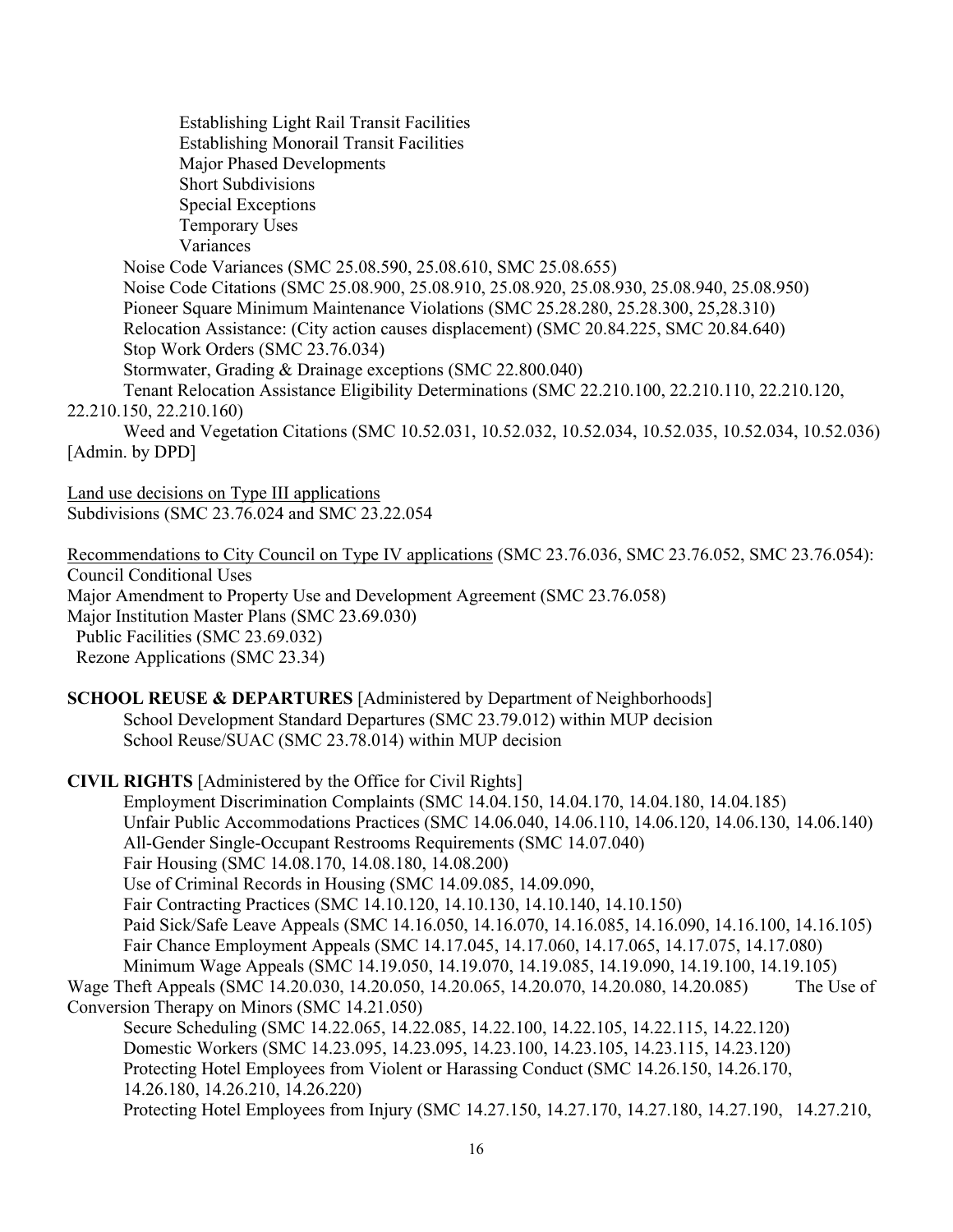Establishing Light Rail Transit Facilities
Establishing Monorail Transit Facilities
Major Phased Developments
Short Subdivisions
Special Exceptions
Temporary Uses
Variances

Noise Code Variances (SMC 25.08.590, 25.08.610, SMC 25.08.655)
Noise Code Citations (SMC 25.08.900, 25.08.910, 25.08.920, 25.08.930, 25.08.940, 25.08.950)
Pioneer Square Minimum Maintenance Violations (SMC 25.28.280, 25.28.300, 25,28.310)
Relocation Assistance: (City action causes displacement) (SMC 20.84.225, SMC 20.84.640)
Stop Work Orders (SMC 23.76.034)
Stormwater, Grading & Drainage exceptions (SMC 22.800.040)
Tenant Relocation Assistance Eligibility Determinations (SMC 22.210.100, 22.210.110, 22.210.120, 22.210.150, 22.210.160)
Weed and Vegetation Citations (SMC 10.52.031, 10.52.032, 10.52.034, 10.52.035, 10.52.034, 10.52.036) [Admin. by DPD]

Land use decisions on Type III applications
Subdivisions (SMC 23.76.024 and SMC 23.22.054

Recommendations to City Council on Type IV applications (SMC 23.76.036, SMC 23.76.052, SMC 23.76.054):
Council Conditional Uses
Major Amendment to Property Use and Development Agreement (SMC 23.76.058)
Major Institution Master Plans (SMC 23.69.030)
Public Facilities (SMC 23.69.032)
Rezone Applications (SMC 23.34)

**SCHOOL REUSE & DEPARTURES** [Administered by Department of Neighborhoods]
School Development Standard Departures (SMC 23.79.012) within MUP decision
School Reuse/SUAC (SMC 23.78.014) within MUP decision

**CIVIL RIGHTS** [Administered by the Office for Civil Rights]
Employment Discrimination Complaints (SMC 14.04.150, 14.04.170, 14.04.180, 14.04.185)
Unfair Public Accommodations Practices (SMC 14.06.040, 14.06.110, 14.06.120, 14.06.130, 14.06.140)
All-Gender Single-Occupant Restrooms Requirements (SMC 14.07.040)
Fair Housing (SMC 14.08.170, 14.08.180, 14.08.200)
Use of Criminal Records in Housing (SMC 14.09.085, 14.09.090,
Fair Contracting Practices (SMC 14.10.120, 14.10.130, 14.10.140, 14.10.150)
Paid Sick/Safe Leave Appeals (SMC 14.16.050, 14.16.070, 14.16.085, 14.16.090, 14.16.100, 14.16.105)
Fair Chance Employment Appeals (SMC 14.17.045, 14.17.060, 14.17.065, 14.17.075, 14.17.080)
Minimum Wage Appeals (SMC 14.19.050, 14.19.070, 14.19.085, 14.19.090, 14.19.100, 14.19.105)
Wage Theft Appeals (SMC 14.20.030, 14.20.050, 14.20.065, 14.20.070, 14.20.080, 14.20.085)
The Use of Conversion Therapy on Minors (SMC 14.21.050)
Secure Scheduling (SMC 14.22.065, 14.22.085, 14.22.100, 14.22.105, 14.22.115, 14.22.120)
Domestic Workers (SMC 14.23.095, 14.23.095, 14.23.100, 14.23.105, 14.23.115, 14.23.120)
Protecting Hotel Employees from Violent or Harassing Conduct (SMC 14.26.150, 14.26.170, 14.26.180, 14.26.210, 14.26.220)
Protecting Hotel Employees from Injury (SMC 14.27.150, 14.27.170, 14.27.180, 14.27.190, 14.27.210,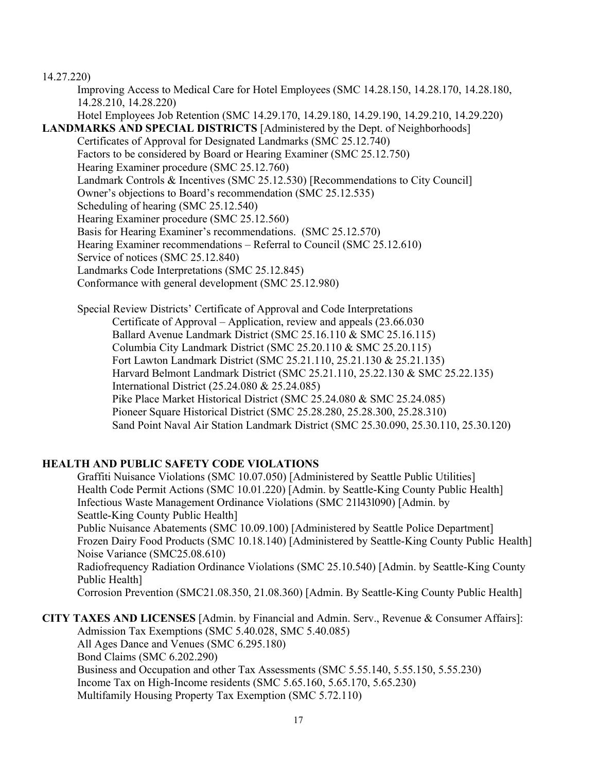14.27.220)

Improving Access to Medical Care for Hotel Employees (SMC 14.28.150, 14.28.170, 14.28.180, 14.28.210, 14.28.220)

Hotel Employees Job Retention (SMC 14.29.170, 14.29.180, 14.29.190, 14.29.210, 14.29.220)

**LANDMARKS AND SPECIAL DISTRICTS** [Administered by the Dept. of Neighborhoods]

- Certificates of Approval for Designated Landmarks (SMC 25.12.740)
- Factors to be considered by Board or Hearing Examiner (SMC 25.12.750)
- Hearing Examiner procedure (SMC 25.12.760)
- Landmark Controls & Incentives (SMC 25.12.530) [Recommendations to City Council]
- Owner's objections to Board's recommendation (SMC 25.12.535)
- Scheduling of hearing (SMC 25.12.540)
- Hearing Examiner procedure (SMC 25.12.560)
- Basis for Hearing Examiner's recommendations. (SMC 25.12.570)
- Hearing Examiner recommendations – Referral to Council (SMC 25.12.610)
- Service of notices (SMC 25.12.840)
- Landmarks Code Interpretations (SMC 25.12.845)
- Conformance with general development (SMC 25.12.980)

Special Review Districts' Certificate of Approval and Code Interpretations

- Certificate of Approval – Application, review and appeals (23.66.030
- Ballard Avenue Landmark District (SMC 25.16.110 & SMC 25.16.115)
- Columbia City Landmark District (SMC 25.20.110 & SMC 25.20.115)
- Fort Lawton Landmark District (SMC 25.21.110, 25.21.130 & 25.21.135)
- Harvard Belmont Landmark District (SMC 25.21.110, 25.22.130 & SMC 25.22.135)
- International District (25.24.080 & 25.24.085)
- Pike Place Market Historical District (SMC 25.24.080 & SMC 25.24.085)
- Pioneer Square Historical District (SMC 25.28.280, 25.28.300, 25.28.310)
- Sand Point Naval Air Station Landmark District (SMC 25.30.090, 25.30.110, 25.30.120)

**HEALTH AND PUBLIC SAFETY CODE VIOLATIONS**

- Graffiti Nuisance Violations (SMC 10.07.050) [Administered by Seattle Public Utilities]
- Health Code Permit Actions (SMC 10.01.220) [Admin. by Seattle-King County Public Health]
- Infectious Waste Management Ordinance Violations (SMC 21l43l090) [Admin. by Seattle-King County Public Health]
- Public Nuisance Abatements (SMC 10.09.100) [Administered by Seattle Police Department]
- Frozen Dairy Food Products (SMC 10.18.140) [Administered by Seattle-King County Public Health]
- Noise Variance (SMC25.08.610)
- Radiofrequency Radiation Ordinance Violations (SMC 25.10.540) [Admin. by Seattle-King County Public Health]
- Corrosion Prevention (SMC21.08.350, 21.08.360) [Admin. By Seattle-King County Public Health]

**CITY TAXES AND LICENSES** [Admin. by Financial and Admin. Serv., Revenue & Consumer Affairs]:

- Admission Tax Exemptions (SMC 5.40.028, SMC 5.40.085)
- All Ages Dance and Venues (SMC 6.295.180)
- Bond Claims (SMC 6.202.290)
- Business and Occupation and other Tax Assessments (SMC 5.55.140, 5.55.150, 5.55.230)
- Income Tax on High-Income residents (SMC 5.65.160, 5.65.170, 5.65.230)
- Multifamily Housing Property Tax Exemption (SMC 5.72.110)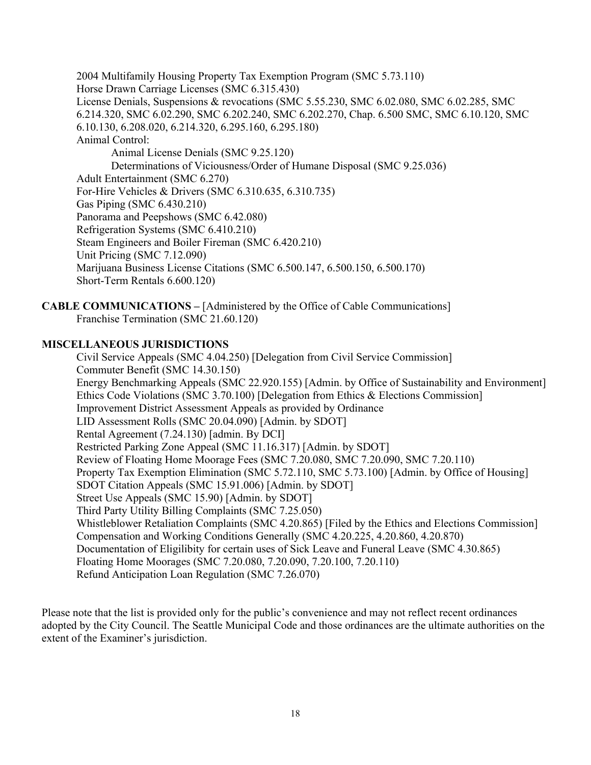2004 Multifamily Housing Property Tax Exemption Program (SMC 5.73.110)
Horse Drawn Carriage Licenses (SMC 6.315.430)
License Denials, Suspensions & revocations (SMC 5.55.230, SMC 6.02.080, SMC 6.02.285, SMC 6.214.320, SMC 6.02.290, SMC 6.202.240, SMC 6.202.270, Chap. 6.500 SMC, SMC 6.10.120, SMC 6.10.130, 6.208.020, 6.214.320, 6.295.160, 6.295.180)
Animal Control:
  Animal License Denials (SMC 9.25.120)
  Determinations of Viciousness/Order of Humane Disposal (SMC 9.25.036)
Adult Entertainment (SMC 6.270)
For-Hire Vehicles & Drivers (SMC 6.310.635, 6.310.735)
Gas Piping (SMC 6.430.210)
Panorama and Peepshows (SMC 6.42.080)
Refrigeration Systems (SMC 6.410.210)
Steam Engineers and Boiler Fireman (SMC 6.420.210)
Unit Pricing (SMC 7.12.090)
Marijuana Business License Citations (SMC 6.500.147, 6.500.150, 6.500.170)
Short-Term Rentals 6.600.120)

**CABLE COMMUNICATIONS –** [Administered by the Office of Cable Communications]
Franchise Termination (SMC 21.60.120)

**MISCELLANEOUS JURISDICTIONS**

Civil Service Appeals (SMC 4.04.250) [Delegation from Civil Service Commission]
Commuter Benefit (SMC 14.30.150)
Energy Benchmarking Appeals (SMC 22.920.155) [Admin. by Office of Sustainability and Environment]
Ethics Code Violations (SMC 3.70.100) [Delegation from Ethics & Elections Commission]
Improvement District Assessment Appeals as provided by Ordinance
LID Assessment Rolls (SMC 20.04.090) [Admin. by SDOT]
Rental Agreement (7.24.130) [admin. By DCI]
Restricted Parking Zone Appeal (SMC 11.16.317) [Admin. by SDOT]
Review of Floating Home Moorage Fees (SMC 7.20.080, SMC 7.20.090, SMC 7.20.110)
Property Tax Exemption Elimination (SMC 5.72.110, SMC 5.73.100) [Admin. by Office of Housing]
SDOT Citation Appeals (SMC 15.91.006) [Admin. by SDOT]
Street Use Appeals (SMC 15.90) [Admin. by SDOT]
Third Party Utility Billing Complaints (SMC 7.25.050)
Whistleblower Retaliation Complaints (SMC 4.20.865) [Filed by the Ethics and Elections Commission]
Compensation and Working Conditions Generally (SMC 4.20.225, 4.20.860, 4.20.870)
Documentation of Eligilibity for certain uses of Sick Leave and Funeral Leave (SMC 4.30.865)
Floating Home Moorages (SMC 7.20.080, 7.20.090, 7.20.100, 7.20.110)
Refund Anticipation Loan Regulation (SMC 7.26.070)

Please note that the list is provided only for the public's convenience and may not reflect recent ordinances adopted by the City Council. The Seattle Municipal Code and those ordinances are the ultimate authorities on the extent of the Examiner's jurisdiction.